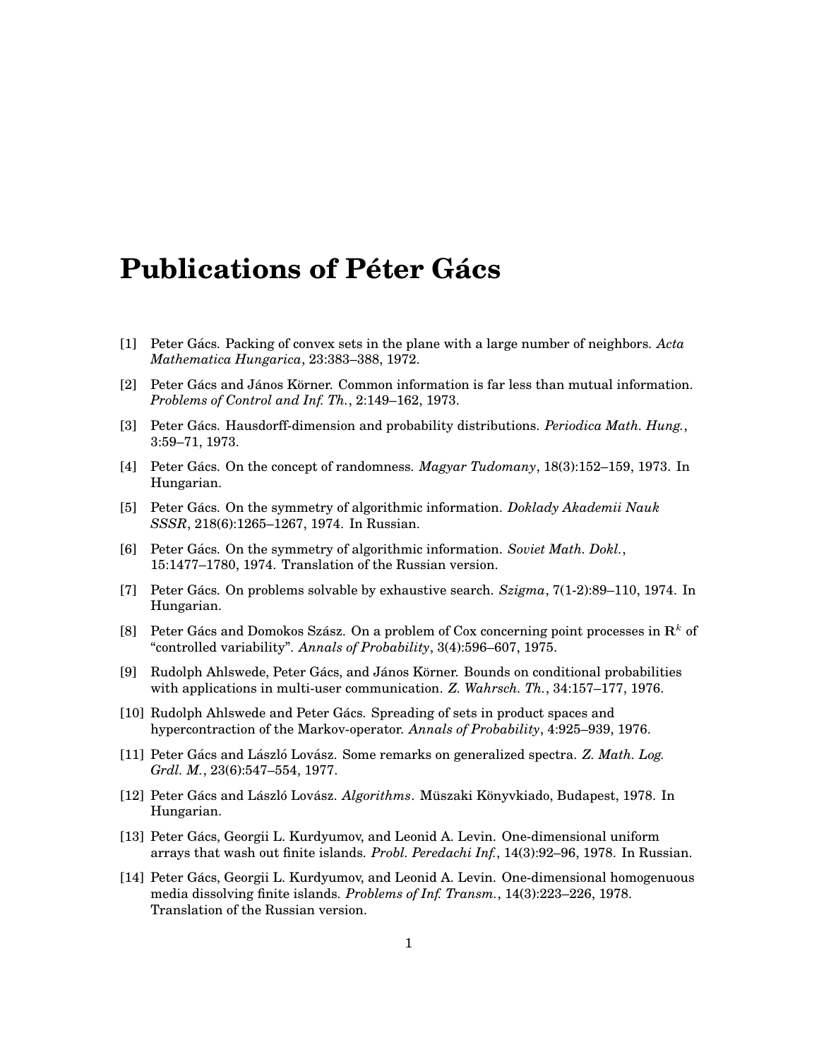# Publications of Péter Gács

[1] Peter Gács. Packing of convex sets in the plane with a large number of neighbors. *Acta Mathematica Hungarica*, 23:383–388, 1972.

[2] Peter Gács and János Körner. Common information is far less than mutual information. *Problems of Control and Inf. Th.*, 2:149–162, 1973.

[3] Peter Gács. Hausdorff-dimension and probability distributions. *Periodica Math. Hung.*, 3:59–71, 1973.

[4] Peter Gács. On the concept of randomness. *Magyar Tudomany*, 18(3):152–159, 1973. In Hungarian.

[5] Peter Gács. On the symmetry of algorithmic information. *Doklady Akademii Nauk SSSR*, 218(6):1265–1267, 1974. In Russian.

[6] Peter Gács. On the symmetry of algorithmic information. *Soviet Math. Dokl.*, 15:1477–1780, 1974. Translation of the Russian version.

[7] Peter Gács. On problems solvable by exhaustive search. *Szigma*, 7(1-2):89–110, 1974. In Hungarian.

[8] Peter Gács and Domokos Szász. On a problem of Cox concerning point processes in $\mathbf{R}^k$ of "controlled variability". *Annals of Probability*, 3(4):596–607, 1975.

[9] Rudolph Ahlswede, Peter Gács, and János Körner. Bounds on conditional probabilities with applications in multi-user communication. *Z. Wahrsch. Th.*, 34:157–177, 1976.

[10] Rudolph Ahlswede and Peter Gács. Spreading of sets in product spaces and hypercontraction of the Markov-operator. *Annals of Probability*, 4:925–939, 1976.

[11] Peter Gács and László Lovász. Some remarks on generalized spectra. *Z. Math. Log. Grdl. M.*, 23(6):547–554, 1977.

[12] Peter Gács and László Lovász. *Algorithms*. Müszaki Könyvkiado, Budapest, 1978. In Hungarian.

[13] Peter Gács, Georgii L. Kurdyumov, and Leonid A. Levin. One-dimensional uniform arrays that wash out finite islands. *Probl. Peredachi Inf.*, 14(3):92–96, 1978. In Russian.

[14] Peter Gács, Georgii L. Kurdyumov, and Leonid A. Levin. One-dimensional homogenuous media dissolving finite islands. *Problems of Inf. Transm.*, 14(3):223–226, 1978. Translation of the Russian version.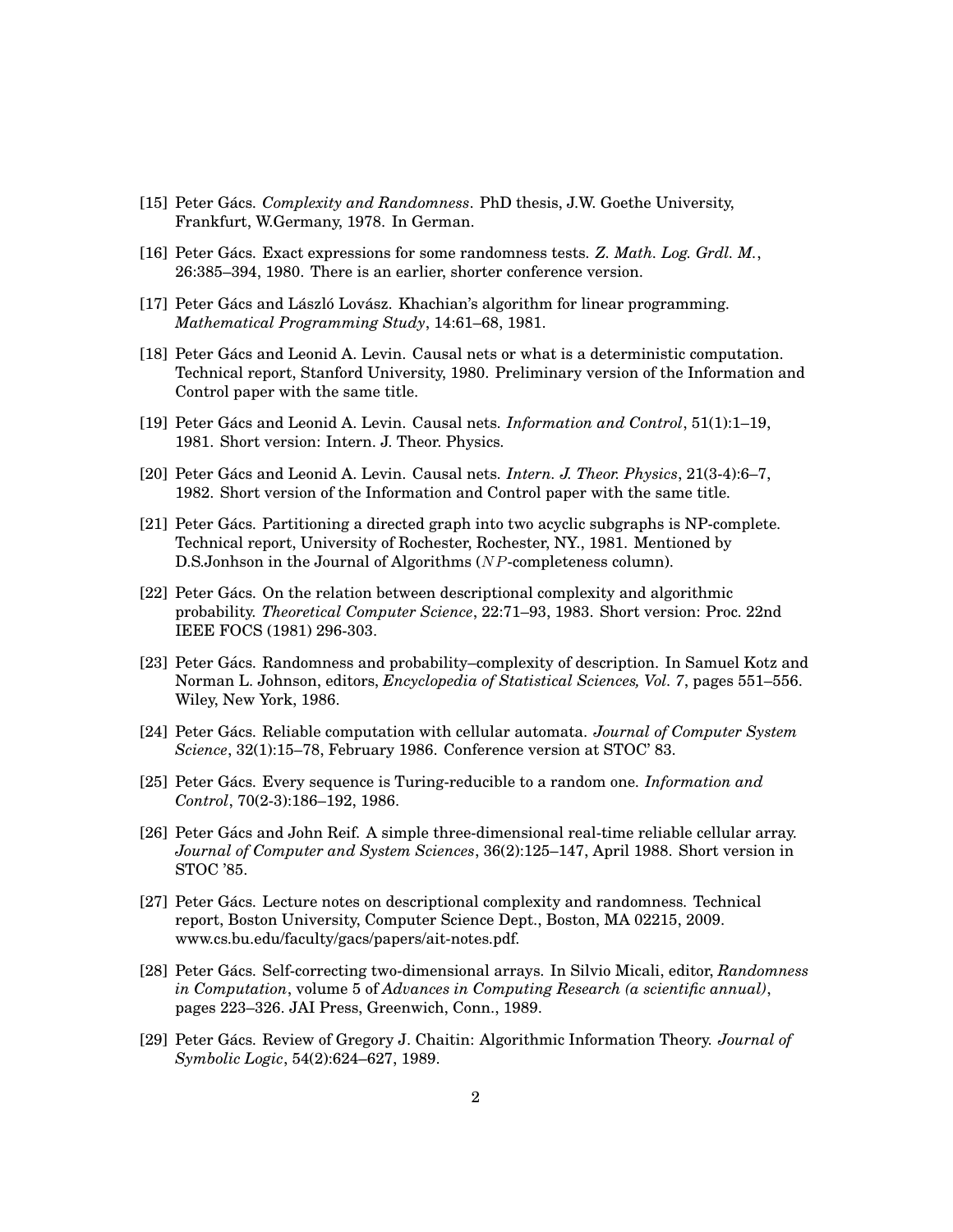[15] Peter Gács. *Complexity and Randomness*. PhD thesis, J.W. Goethe University, Frankfurt, W.Germany, 1978. In German.

[16] Peter Gács. Exact expressions for some randomness tests. *Z. Math. Log. Grdl. M.*, 26:385–394, 1980. There is an earlier, shorter conference version.

[17] Peter Gács and László Lovász. Khachian's algorithm for linear programming. *Mathematical Programming Study*, 14:61–68, 1981.

[18] Peter Gács and Leonid A. Levin. Causal nets or what is a deterministic computation. Technical report, Stanford University, 1980. Preliminary version of the Information and Control paper with the same title.

[19] Peter Gács and Leonid A. Levin. Causal nets. *Information and Control*, 51(1):1–19, 1981. Short version: Intern. J. Theor. Physics.

[20] Peter Gács and Leonid A. Levin. Causal nets. *Intern. J. Theor. Physics*, 21(3-4):6–7, 1982. Short version of the Information and Control paper with the same title.

[21] Peter Gács. Partitioning a directed graph into two acyclic subgraphs is NP-complete. Technical report, University of Rochester, Rochester, NY., 1981. Mentioned by D.S.Jonhson in the Journal of Algorithms ($NP$-completeness column).

[22] Peter Gács. On the relation between descriptional complexity and algorithmic probability. *Theoretical Computer Science*, 22:71–93, 1983. Short version: Proc. 22nd IEEE FOCS (1981) 296-303.

[23] Peter Gács. Randomness and probability–complexity of description. In Samuel Kotz and Norman L. Johnson, editors, *Encyclopedia of Statistical Sciences, Vol. 7*, pages 551–556. Wiley, New York, 1986.

[24] Peter Gács. Reliable computation with cellular automata. *Journal of Computer System Science*, 32(1):15–78, February 1986. Conference version at STOC' 83.

[25] Peter Gács. Every sequence is Turing-reducible to a random one. *Information and Control*, 70(2-3):186–192, 1986.

[26] Peter Gács and John Reif. A simple three-dimensional real-time reliable cellular array. *Journal of Computer and System Sciences*, 36(2):125–147, April 1988. Short version in STOC '85.

[27] Peter Gács. Lecture notes on descriptional complexity and randomness. Technical report, Boston University, Computer Science Dept., Boston, MA 02215, 2009. www.cs.bu.edu/faculty/gacs/papers/ait-notes.pdf.

[28] Peter Gács. Self-correcting two-dimensional arrays. In Silvio Micali, editor, *Randomness in Computation*, volume 5 of *Advances in Computing Research (a scientific annual)*, pages 223–326. JAI Press, Greenwich, Conn., 1989.

[29] Peter Gács. Review of Gregory J. Chaitin: Algorithmic Information Theory. *Journal of Symbolic Logic*, 54(2):624–627, 1989.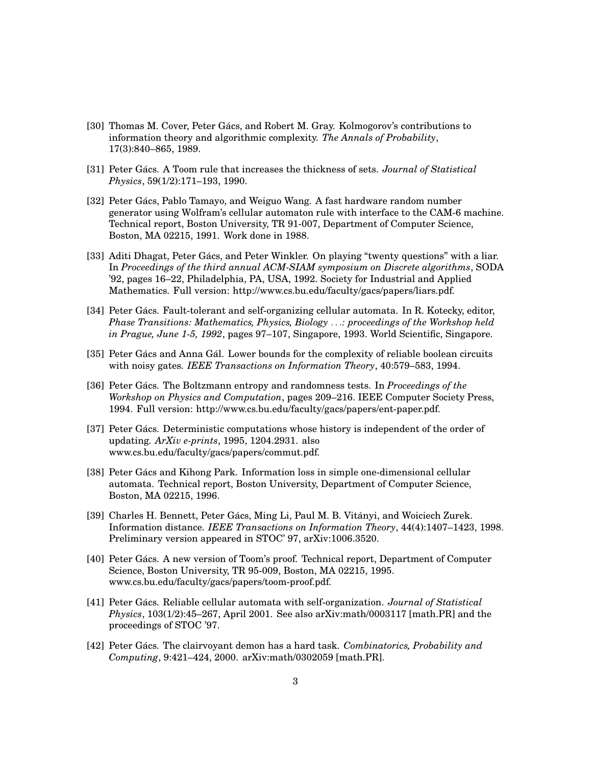[30] Thomas M. Cover, Peter Gács, and Robert M. Gray. Kolmogorov's contributions to information theory and algorithmic complexity. *The Annals of Probability*, 17(3):840–865, 1989.

[31] Peter Gács. A Toom rule that increases the thickness of sets. *Journal of Statistical Physics*, 59(1/2):171–193, 1990.

[32] Peter Gács, Pablo Tamayo, and Weiguo Wang. A fast hardware random number generator using Wolfram's cellular automaton rule with interface to the CAM-6 machine. Technical report, Boston University, TR 91-007, Department of Computer Science, Boston, MA 02215, 1991. Work done in 1988.

[33] Aditi Dhagat, Peter Gács, and Peter Winkler. On playing "twenty questions" with a liar. In *Proceedings of the third annual ACM-SIAM symposium on Discrete algorithms*, SODA '92, pages 16–22, Philadelphia, PA, USA, 1992. Society for Industrial and Applied Mathematics. Full version: http://www.cs.bu.edu/faculty/gacs/papers/liars.pdf.

[34] Peter Gács. Fault-tolerant and self-organizing cellular automata. In R. Kotecky, editor, *Phase Transitions: Mathematics, Physics, Biology . . .: proceedings of the Workshop held in Prague, June 1-5, 1992*, pages 97–107, Singapore, 1993. World Scientific, Singapore.

[35] Peter Gács and Anna Gál. Lower bounds for the complexity of reliable boolean circuits with noisy gates. *IEEE Transactions on Information Theory*, 40:579–583, 1994.

[36] Peter Gács. The Boltzmann entropy and randomness tests. In *Proceedings of the Workshop on Physics and Computation*, pages 209–216. IEEE Computer Society Press, 1994. Full version: http://www.cs.bu.edu/faculty/gacs/papers/ent-paper.pdf.

[37] Peter Gács. Deterministic computations whose history is independent of the order of updating. *ArXiv e-prints*, 1995, 1204.2931. also www.cs.bu.edu/faculty/gacs/papers/commut.pdf.

[38] Peter Gács and Kihong Park. Information loss in simple one-dimensional cellular automata. Technical report, Boston University, Department of Computer Science, Boston, MA 02215, 1996.

[39] Charles H. Bennett, Peter Gács, Ming Li, Paul M. B. Vitányi, and Woiciech Zurek. Information distance. *IEEE Transactions on Information Theory*, 44(4):1407–1423, 1998. Preliminary version appeared in STOC' 97, arXiv:1006.3520.

[40] Peter Gács. A new version of Toom's proof. Technical report, Department of Computer Science, Boston University, TR 95-009, Boston, MA 02215, 1995. www.cs.bu.edu/faculty/gacs/papers/toom-proof.pdf.

[41] Peter Gács. Reliable cellular automata with self-organization. *Journal of Statistical Physics*, 103(1/2):45–267, April 2001. See also arXiv:math/0003117 [math.PR] and the proceedings of STOC '97.

[42] Peter Gács. The clairvoyant demon has a hard task. *Combinatorics, Probability and Computing*, 9:421–424, 2000. arXiv:math/0302059 [math.PR].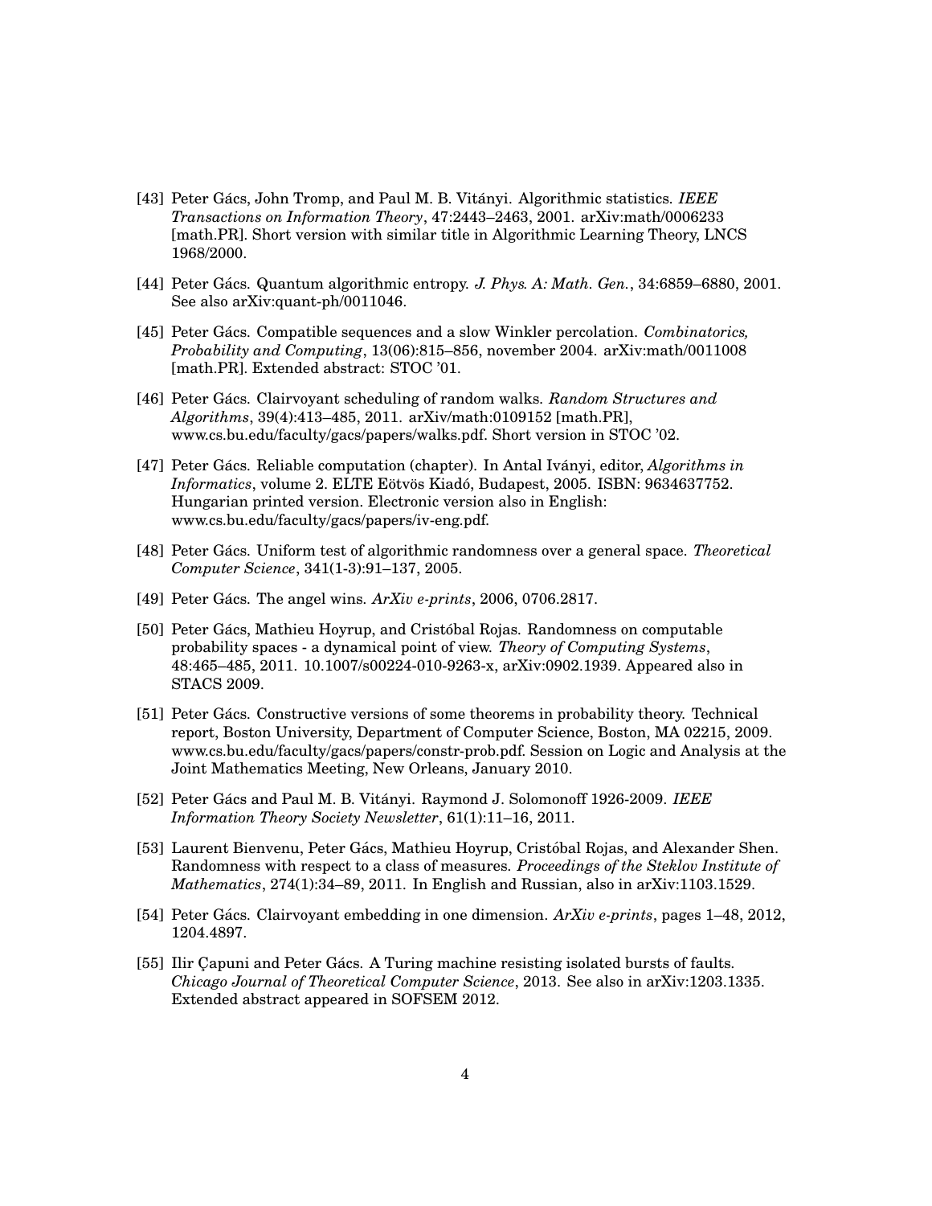[43] Peter Gács, John Tromp, and Paul M. B. Vitányi. Algorithmic statistics. *IEEE Transactions on Information Theory*, 47:2443–2463, 2001. arXiv:math/0006233 [math.PR]. Short version with similar title in Algorithmic Learning Theory, LNCS 1968/2000.

[44] Peter Gács. Quantum algorithmic entropy. *J. Phys. A: Math. Gen.*, 34:6859–6880, 2001. See also arXiv:quant-ph/0011046.

[45] Peter Gács. Compatible sequences and a slow Winkler percolation. *Combinatorics, Probability and Computing*, 13(06):815–856, november 2004. arXiv:math/0011008 [math.PR]. Extended abstract: STOC '01.

[46] Peter Gács. Clairvoyant scheduling of random walks. *Random Structures and Algorithms*, 39(4):413–485, 2011. arXiv/math:0109152 [math.PR], www.cs.bu.edu/faculty/gacs/papers/walks.pdf. Short version in STOC '02.

[47] Peter Gács. Reliable computation (chapter). In Antal Iványi, editor, *Algorithms in Informatics*, volume 2. ELTE Eötvös Kiadó, Budapest, 2005. ISBN: 9634637752. Hungarian printed version. Electronic version also in English: www.cs.bu.edu/faculty/gacs/papers/iv-eng.pdf.

[48] Peter Gács. Uniform test of algorithmic randomness over a general space. *Theoretical Computer Science*, 341(1-3):91–137, 2005.

[49] Peter Gács. The angel wins. *ArXiv e-prints*, 2006, 0706.2817.

[50] Peter Gács, Mathieu Hoyrup, and Cristóbal Rojas. Randomness on computable probability spaces - a dynamical point of view. *Theory of Computing Systems*, 48:465–485, 2011. 10.1007/s00224-010-9263-x, arXiv:0902.1939. Appeared also in STACS 2009.

[51] Peter Gács. Constructive versions of some theorems in probability theory. Technical report, Boston University, Department of Computer Science, Boston, MA 02215, 2009. www.cs.bu.edu/faculty/gacs/papers/constr-prob.pdf. Session on Logic and Analysis at the Joint Mathematics Meeting, New Orleans, January 2010.

[52] Peter Gács and Paul M. B. Vitányi. Raymond J. Solomonoff 1926-2009. *IEEE Information Theory Society Newsletter*, 61(1):11–16, 2011.

[53] Laurent Bienvenu, Peter Gács, Mathieu Hoyrup, Cristóbal Rojas, and Alexander Shen. Randomness with respect to a class of measures. *Proceedings of the Steklov Institute of Mathematics*, 274(1):34–89, 2011. In English and Russian, also in arXiv:1103.1529.

[54] Peter Gács. Clairvoyant embedding in one dimension. *ArXiv e-prints*, pages 1–48, 2012, 1204.4897.

[55] Ilir Çapuni and Peter Gács. A Turing machine resisting isolated bursts of faults. *Chicago Journal of Theoretical Computer Science*, 2013. See also in arXiv:1203.1335. Extended abstract appeared in SOFSEM 2012.